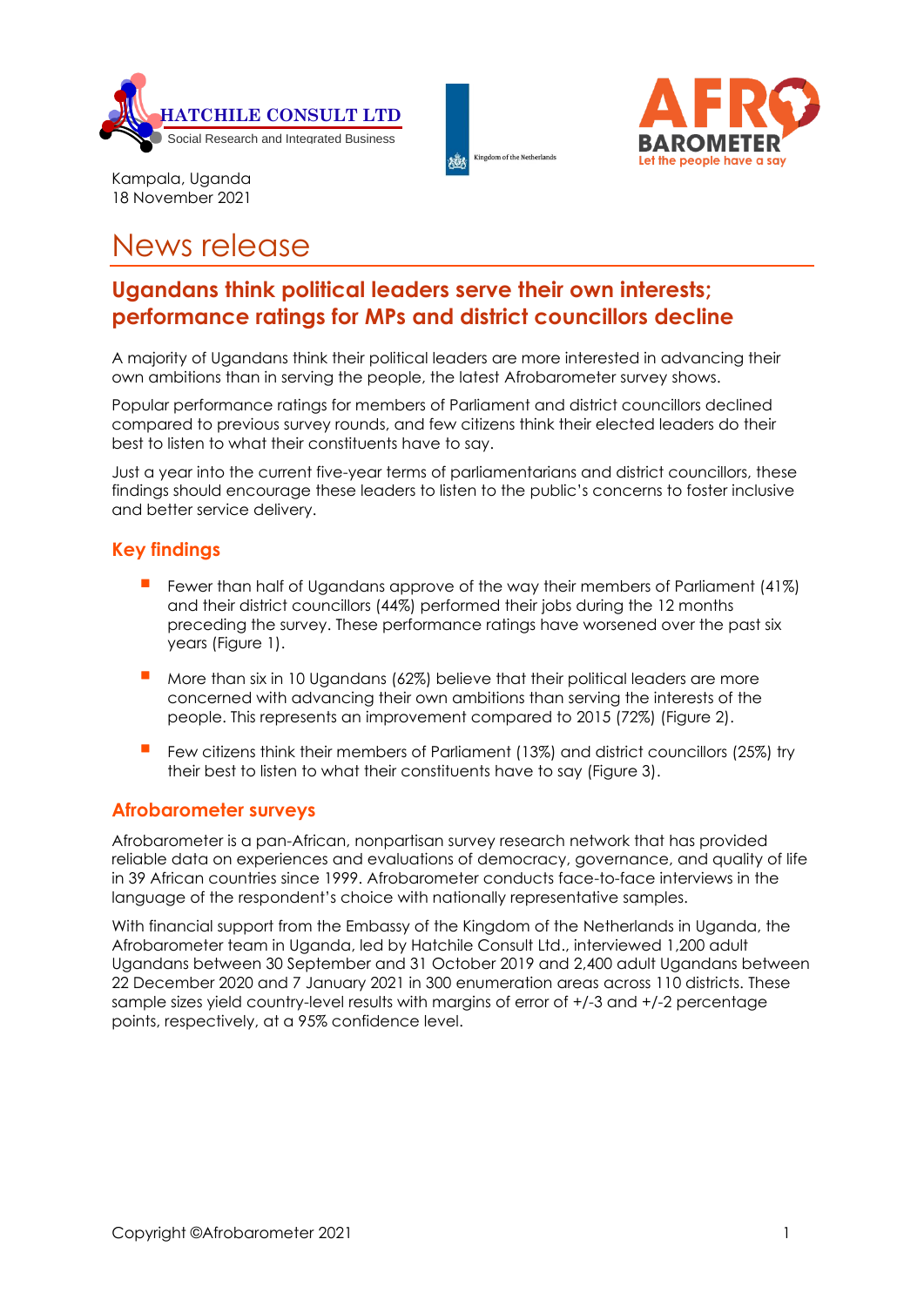Kampala, Uganda
18 November 2021

# News release

## Ugandans think political leaders serve their own interests; performance ratings for MPs and district councillors decline

A majority of Ugandans think their political leaders are more interested in advancing their own ambitions than in serving the people, the latest Afrobarometer survey shows.

Popular performance ratings for members of Parliament and district councillors declined compared to previous survey rounds, and few citizens think their elected leaders do their best to listen to what their constituents have to say.

Just a year into the current five-year terms of parliamentarians and district councillors, these findings should encourage these leaders to listen to the public's concerns to foster inclusive and better service delivery.

### Key findings

- Fewer than half of Ugandans approve of the way their members of Parliament (41%) and their district councillors (44%) performed their jobs during the 12 months preceding the survey. These performance ratings have worsened over the past six years (Figure 1).
- More than six in 10 Ugandans (62%) believe that their political leaders are more concerned with advancing their own ambitions than serving the interests of the people. This represents an improvement compared to 2015 (72%) (Figure 2).
- Few citizens think their members of Parliament (13%) and district councillors (25%) try their best to listen to what their constituents have to say (Figure 3).

### Afrobarometer surveys

Afrobarometer is a pan-African, nonpartisan survey research network that has provided reliable data on experiences and evaluations of democracy, governance, and quality of life in 39 African countries since 1999. Afrobarometer conducts face-to-face interviews in the language of the respondent's choice with nationally representative samples.

With financial support from the Embassy of the Kingdom of the Netherlands in Uganda, the Afrobarometer team in Uganda, led by Hatchile Consult Ltd., interviewed 1,200 adult Ugandans between 30 September and 31 October 2019 and 2,400 adult Ugandans between 22 December 2020 and 7 January 2021 in 300 enumeration areas across 110 districts. These sample sizes yield country-level results with margins of error of +/-3 and +/-2 percentage points, respectively, at a 95% confidence level.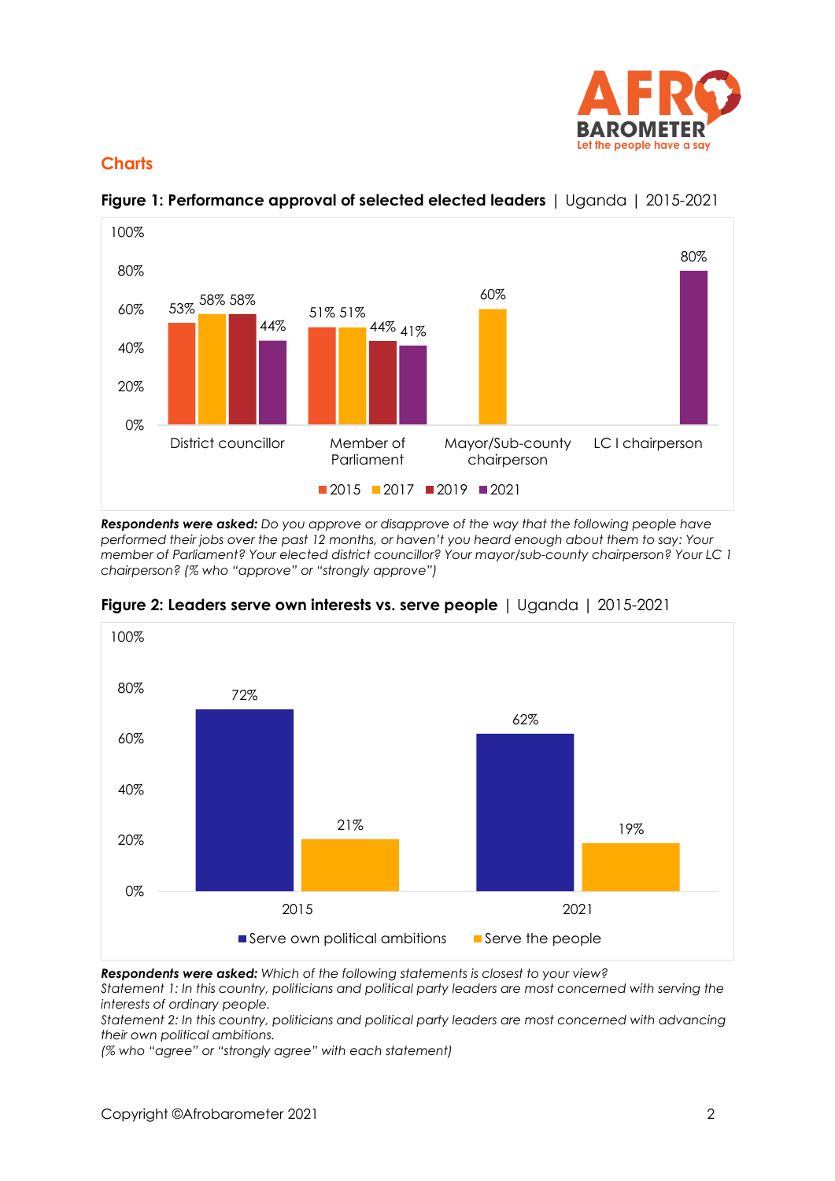## Charts

**Figure 1: Performance approval of selected elected leaders** | Uganda | 2015-2021

| | 2015 | 2017 | 2019 | 2021 |
|---|---|---|---|---|
| District councillor | 53% | 58% | 58% | 44% |
| Member of Parliament | 51% | 51% | 44% | 41% |
| Mayor/Sub-county chairperson | | 60% | | |
| LC I chairperson | | | | 80% |

***Respondents were asked:*** *Do you approve or disapprove of the way that the following people have performed their jobs over the past 12 months, or haven't you heard enough about them to say: Your member of Parliament? Your elected district councillor? Your mayor/sub-county chairperson? Your LC 1 chairperson? (% who "approve" or "strongly approve")*

**Figure 2: Leaders serve own interests vs. serve people** | Uganda | 2015-2021

| | Serve own political ambitions | Serve the people |
|---|---|---|
| 2015 | 72% | 21% |
| 2021 | 62% | 19% |

***Respondents were asked:*** *Which of the following statements is closest to your view?*
*Statement 1: In this country, politicians and political party leaders are most concerned with serving the interests of ordinary people.*
*Statement 2: In this country, politicians and political party leaders are most concerned with advancing their own political ambitions.*
*(% who "agree" or "strongly agree" with each statement)*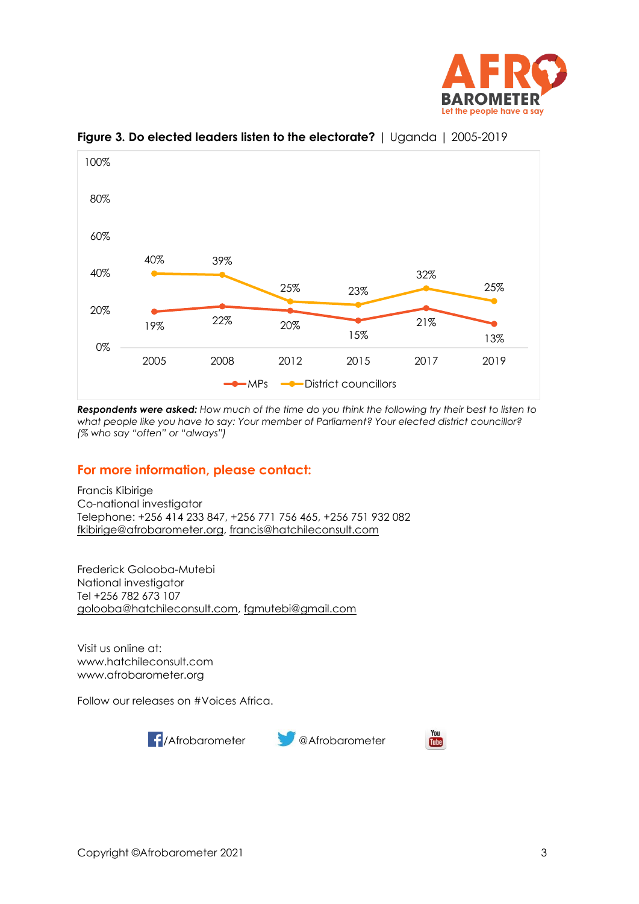**Figure 3. Do elected leaders listen to the electorate?** | Uganda | 2005-2019

100%
80%
60%
40%
20%
0%

2005 2008 2012 2015 2017 2019

District councillors: 40% 39% 25% 23% 32% 25%

MPs: 19% 22% 20% 15% 21% 13%

MPs — District councillors

***Respondents were asked:*** *How much of the time do you think the following try their best to listen to what people like you have to say: Your member of Parliament? Your elected district councillor? (% who say "often" or "always")*

## For more information, please contact:

Francis Kibirige
Co-national investigator
Telephone: +256 414 233 847, +256 771 756 465, +256 751 932 082
fkibirige@afrobarometer.org, francis@hatchileconsult.com

Frederick Golooba-Mutebi
National investigator
Tel +256 782 673 107
golooba@hatchileconsult.com, fgmutebi@gmail.com

Visit us online at:
www.hatchileconsult.com
www.afrobarometer.org

Follow our releases on #Voices Africa.

/Afrobarometer @Afrobarometer

Copyright ©Afrobarometer 2021